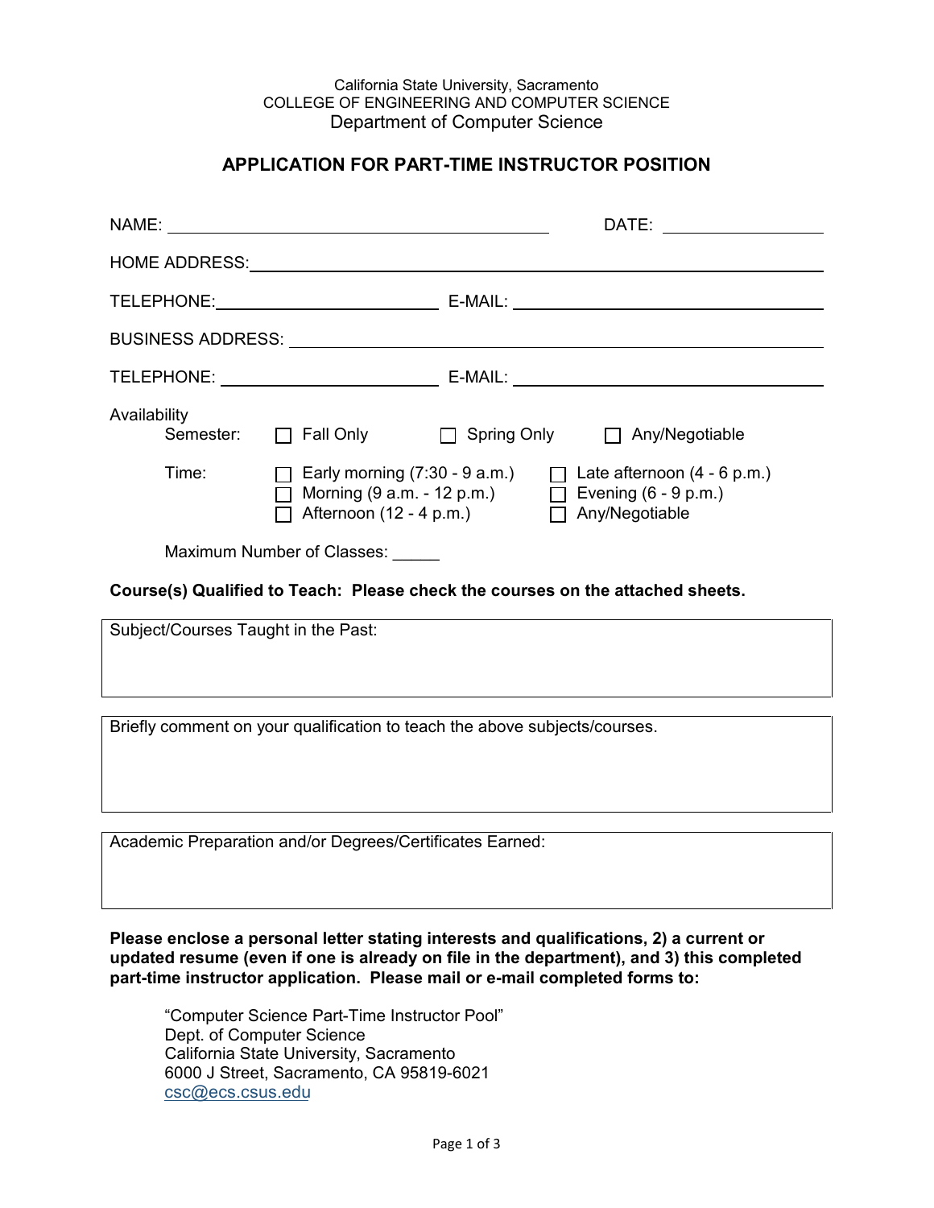California State University, Sacramento
COLLEGE OF ENGINEERING AND COMPUTER SCIENCE
Department of Computer Science

## APPLICATION FOR PART-TIME INSTRUCTOR POSITION

NAME: ______________________________ DATE: ______________

HOME ADDRESS: ______________________________

TELEPHONE: ______________ E-MAIL: ______________

BUSINESS ADDRESS: ______________________________

TELEPHONE: ______________ E-MAIL: ______________

Availability

Semester: ☐ Fall Only ☐ Spring Only ☐ Any/Negotiable

Time:
- ☐ Early morning (7:30 - 9 a.m.)
- ☐ Morning (9 a.m. - 12 p.m.)
- ☐ Afternoon (12 - 4 p.m.)
- ☐ Late afternoon (4 - 6 p.m.)
- ☐ Evening (6 - 9 p.m.)
- ☐ Any/Negotiable

Maximum Number of Classes: _____

**Course(s) Qualified to Teach: Please check the courses on the attached sheets.**

| Subject/Courses Taught in the Past: |
| --- |
| |

| Briefly comment on your qualification to teach the above subjects/courses. |
| --- |
| |

| Academic Preparation and/or Degrees/Certificates Earned: |
| --- |
| |

**Please enclose a personal letter stating interests and qualifications, 2) a current or updated resume (even if one is already on file in the department), and 3) this completed part-time instructor application. Please mail or e-mail completed forms to:**

"Computer Science Part-Time Instructor Pool"
Dept. of Computer Science
California State University, Sacramento
6000 J Street, Sacramento, CA 95819-6021
csc@ecs.csus.edu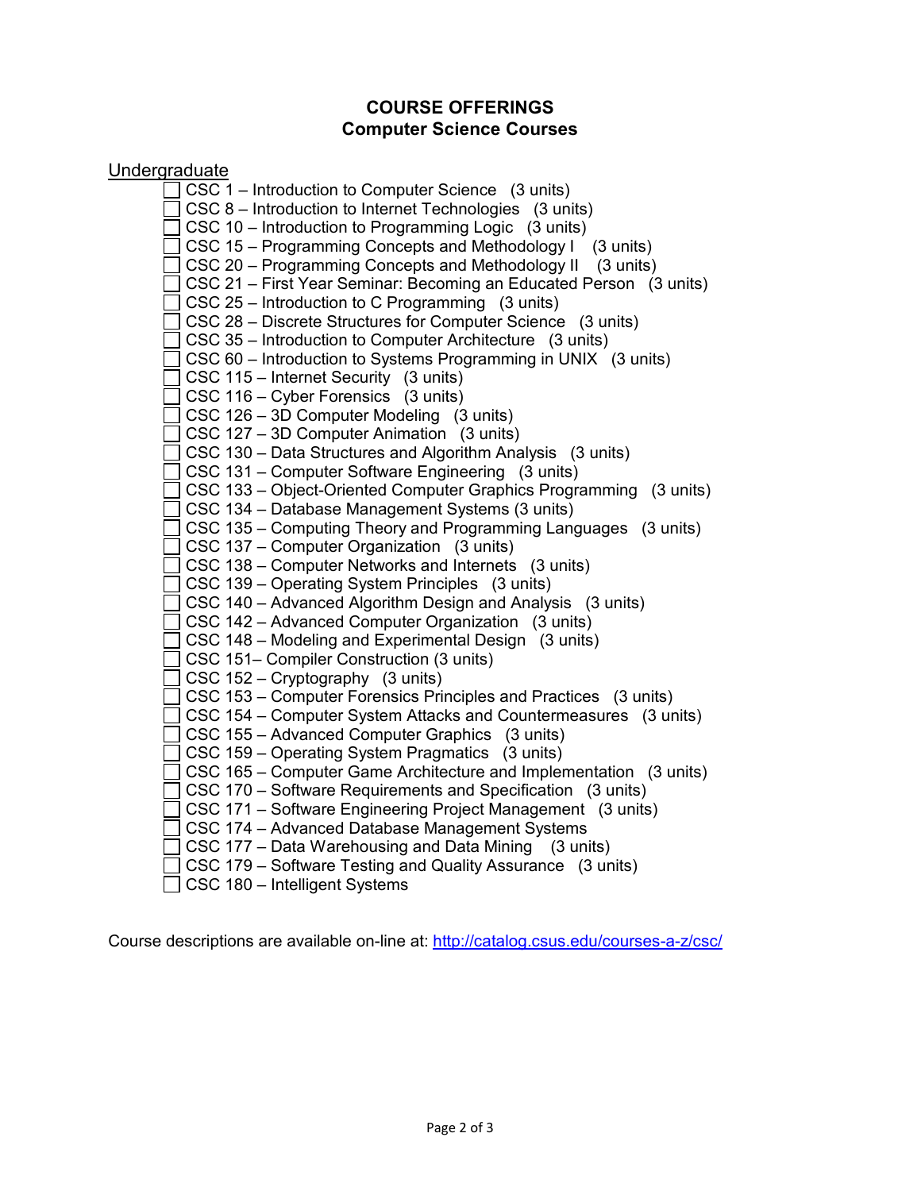# COURSE OFFERINGS
## Computer Science Courses

Undergraduate

- [ ] CSC 1 – Introduction to Computer Science (3 units)
- [ ] CSC 8 – Introduction to Internet Technologies (3 units)
- [ ] CSC 10 – Introduction to Programming Logic (3 units)
- [ ] CSC 15 – Programming Concepts and Methodology I (3 units)
- [ ] CSC 20 – Programming Concepts and Methodology II (3 units)
- [ ] CSC 21 – First Year Seminar: Becoming an Educated Person (3 units)
- [ ] CSC 25 – Introduction to C Programming (3 units)
- [ ] CSC 28 – Discrete Structures for Computer Science (3 units)
- [ ] CSC 35 – Introduction to Computer Architecture (3 units)
- [ ] CSC 60 – Introduction to Systems Programming in UNIX (3 units)
- [ ] CSC 115 – Internet Security (3 units)
- [ ] CSC 116 – Cyber Forensics (3 units)
- [ ] CSC 126 – 3D Computer Modeling (3 units)
- [ ] CSC 127 – 3D Computer Animation (3 units)
- [ ] CSC 130 – Data Structures and Algorithm Analysis (3 units)
- [ ] CSC 131 – Computer Software Engineering (3 units)
- [ ] CSC 133 – Object-Oriented Computer Graphics Programming (3 units)
- [ ] CSC 134 – Database Management Systems (3 units)
- [ ] CSC 135 – Computing Theory and Programming Languages (3 units)
- [ ] CSC 137 – Computer Organization (3 units)
- [ ] CSC 138 – Computer Networks and Internets (3 units)
- [ ] CSC 139 – Operating System Principles (3 units)
- [ ] CSC 140 – Advanced Algorithm Design and Analysis (3 units)
- [ ] CSC 142 – Advanced Computer Organization (3 units)
- [ ] CSC 148 – Modeling and Experimental Design (3 units)
- [ ] CSC 151– Compiler Construction (3 units)
- [ ] CSC 152 – Cryptography (3 units)
- [ ] CSC 153 – Computer Forensics Principles and Practices (3 units)
- [ ] CSC 154 – Computer System Attacks and Countermeasures (3 units)
- [ ] CSC 155 – Advanced Computer Graphics (3 units)
- [ ] CSC 159 – Operating System Pragmatics (3 units)
- [ ] CSC 165 – Computer Game Architecture and Implementation (3 units)
- [ ] CSC 170 – Software Requirements and Specification (3 units)
- [ ] CSC 171 – Software Engineering Project Management (3 units)
- [ ] CSC 174 – Advanced Database Management Systems
- [ ] CSC 177 – Data Warehousing and Data Mining (3 units)
- [ ] CSC 179 – Software Testing and Quality Assurance (3 units)
- [ ] CSC 180 – Intelligent Systems

Course descriptions are available on-line at: http://catalog.csus.edu/courses-a-z/csc/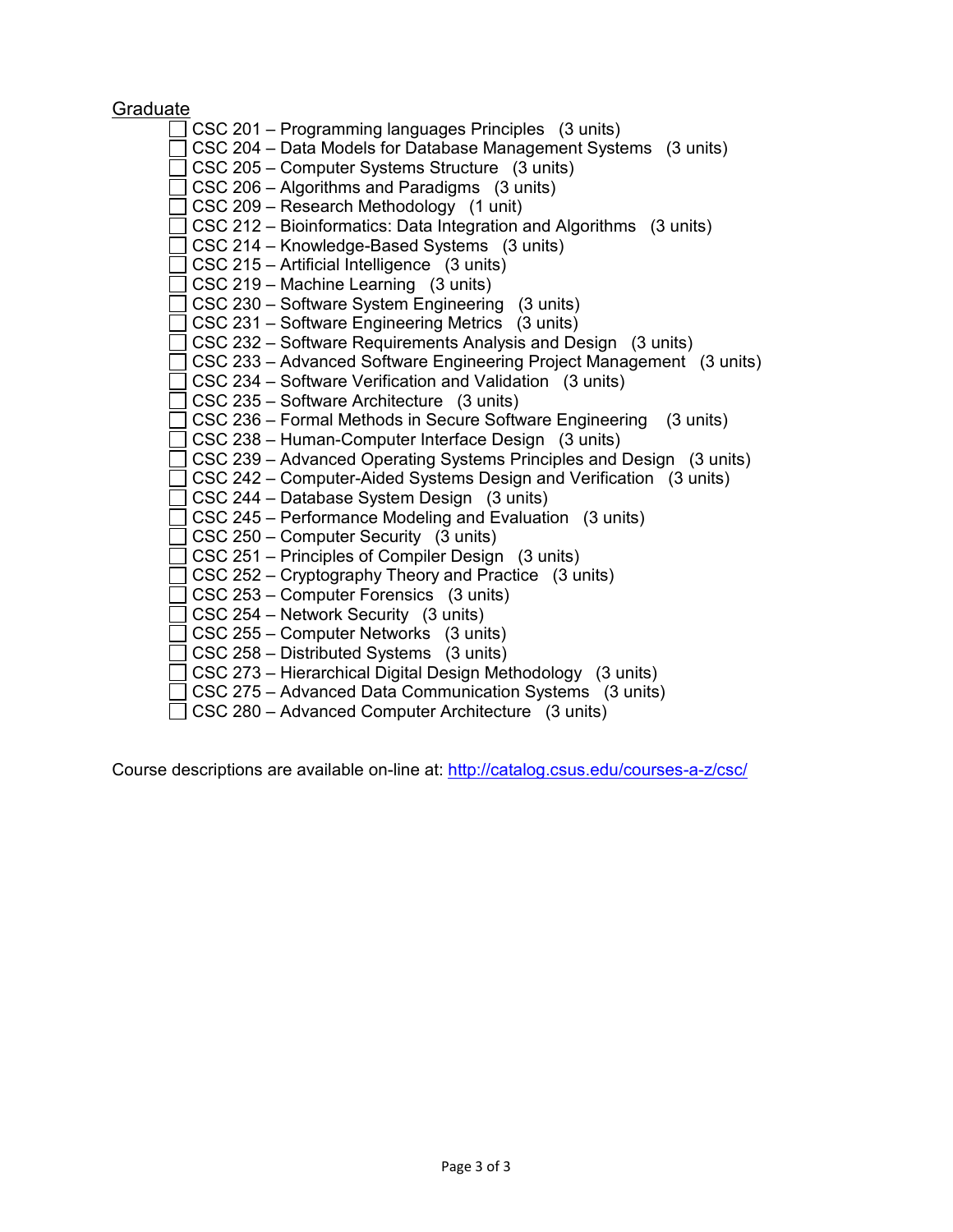<u>Graduate</u>

- [ ] CSC 201 – Programming languages Principles (3 units)
- [ ] CSC 204 – Data Models for Database Management Systems (3 units)
- [ ] CSC 205 – Computer Systems Structure (3 units)
- [ ] CSC 206 – Algorithms and Paradigms (3 units)
- [ ] CSC 209 – Research Methodology (1 unit)
- [ ] CSC 212 – Bioinformatics: Data Integration and Algorithms (3 units)
- [ ] CSC 214 – Knowledge-Based Systems (3 units)
- [ ] CSC 215 – Artificial Intelligence (3 units)
- [ ] CSC 219 – Machine Learning (3 units)
- [ ] CSC 230 – Software System Engineering (3 units)
- [ ] CSC 231 – Software Engineering Metrics (3 units)
- [ ] CSC 232 – Software Requirements Analysis and Design (3 units)
- [ ] CSC 233 – Advanced Software Engineering Project Management (3 units)
- [ ] CSC 234 – Software Verification and Validation (3 units)
- [ ] CSC 235 – Software Architecture (3 units)
- [ ] CSC 236 – Formal Methods in Secure Software Engineering (3 units)
- [ ] CSC 238 – Human-Computer Interface Design (3 units)
- [ ] CSC 239 – Advanced Operating Systems Principles and Design (3 units)
- [ ] CSC 242 – Computer-Aided Systems Design and Verification (3 units)
- [ ] CSC 244 – Database System Design (3 units)
- [ ] CSC 245 – Performance Modeling and Evaluation (3 units)
- [ ] CSC 250 – Computer Security (3 units)
- [ ] CSC 251 – Principles of Compiler Design (3 units)
- [ ] CSC 252 – Cryptography Theory and Practice (3 units)
- [ ] CSC 253 – Computer Forensics (3 units)
- [ ] CSC 254 – Network Security (3 units)
- [ ] CSC 255 – Computer Networks (3 units)
- [ ] CSC 258 – Distributed Systems (3 units)
- [ ] CSC 273 – Hierarchical Digital Design Methodology (3 units)
- [ ] CSC 275 – Advanced Data Communication Systems (3 units)
- [ ] CSC 280 – Advanced Computer Architecture (3 units)

Course descriptions are available on-line at: [http://catalog.csus.edu/courses-a-z/csc/](http://catalog.csus.edu/courses-a-z/csc/)